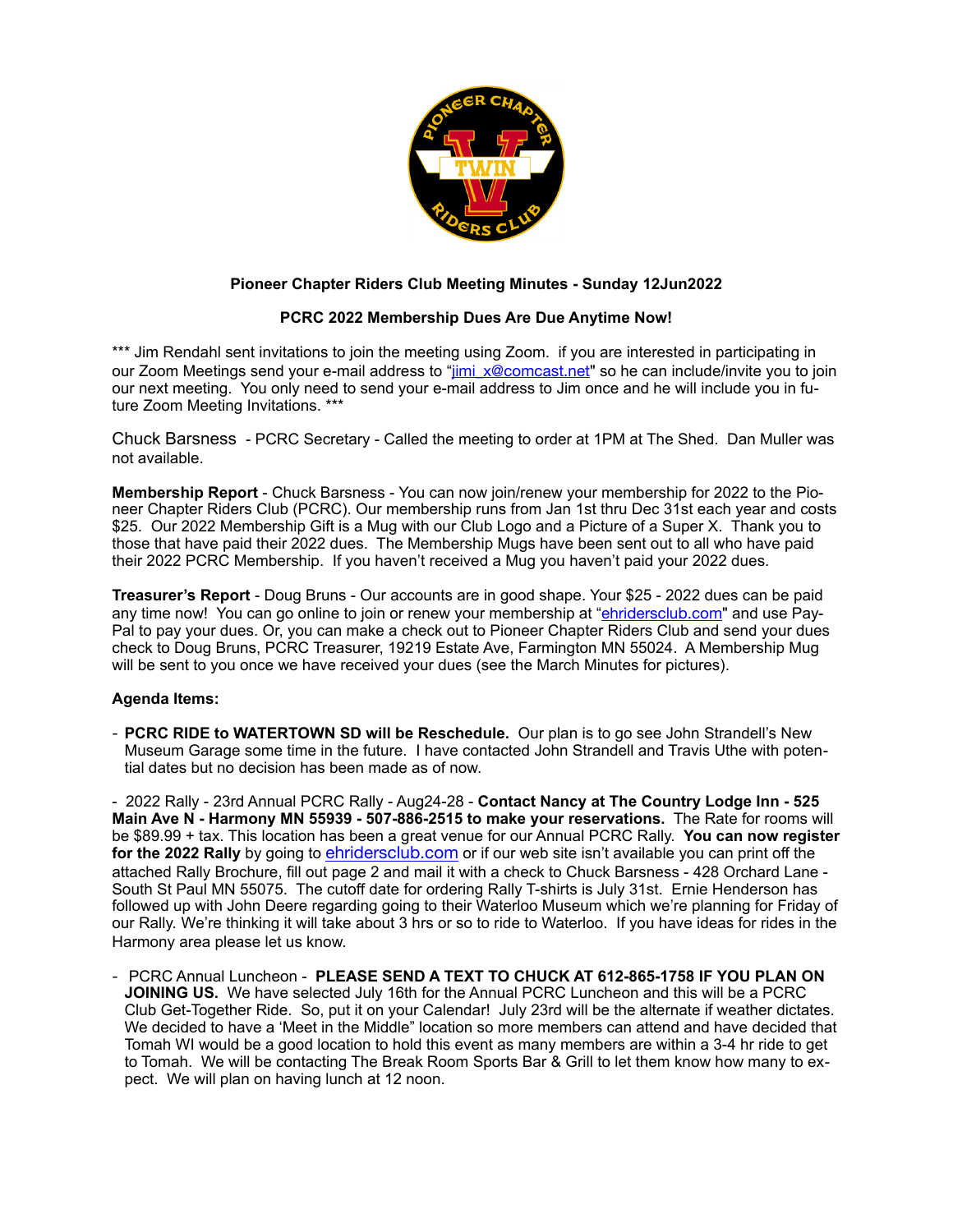**Pioneer Chapter Riders Club Meeting Minutes - Sunday 12Jun2022**

**PCRC 2022 Membership Dues Are Due Anytime Now!**

*** Jim Rendahl sent invitations to join the meeting using Zoom. if you are interested in participating in our Zoom Meetings send your e-mail address to "jimi_x@comcast.net" so he can include/invite you to join our next meeting. You only need to send your e-mail address to Jim once and he will include you in future Zoom Meeting Invitations. ***

Chuck Barsness - PCRC Secretary - Called the meeting to order at 1PM at The Shed. Dan Muller was not available.

**Membership Report** - Chuck Barsness - You can now join/renew your membership for 2022 to the Pioneer Chapter Riders Club (PCRC). Our membership runs from Jan 1st thru Dec 31st each year and costs $25. Our 2022 Membership Gift is a Mug with our Club Logo and a Picture of a Super X. Thank you to those that have paid their 2022 dues. The Membership Mugs have been sent out to all who have paid their 2022 PCRC Membership. If you haven't received a Mug you haven't paid your 2022 dues.

**Treasurer's Report** - Doug Bruns - Our accounts are in good shape. Your $25 - 2022 dues can be paid any time now! You can go online to join or renew your membership at "ehridersclub.com" and use PayPal to pay your dues. Or, you can make a check out to Pioneer Chapter Riders Club and send your dues check to Doug Bruns, PCRC Treasurer, 19219 Estate Ave, Farmington MN 55024. A Membership Mug will be sent to you once we have received your dues (see the March Minutes for pictures).

**Agenda Items:**

- **PCRC RIDE to WATERTOWN SD will be Reschedule.** Our plan is to go see John Strandell's New Museum Garage some time in the future. I have contacted John Strandell and Travis Uthe with potential dates but no decision has been made as of now.

- 2022 Rally - 23rd Annual PCRC Rally - Aug24-28 - **Contact Nancy at The Country Lodge Inn - 525 Main Ave N - Harmony MN 55939 - 507-886-2515 to make your reservations.** The Rate for rooms will be $89.99 + tax. This location has been a great venue for our Annual PCRC Rally. **You can now register for the 2022 Rally** by going to ehridersclub.com or if our web site isn't available you can print off the attached Rally Brochure, fill out page 2 and mail it with a check to Chuck Barsness - 428 Orchard Lane - South St Paul MN 55075. The cutoff date for ordering Rally T-shirts is July 31st. Ernie Henderson has followed up with John Deere regarding going to their Waterloo Museum which we're planning for Friday of our Rally. We're thinking it will take about 3 hrs or so to ride to Waterloo. If you have ideas for rides in the Harmony area please let us know.

- PCRC Annual Luncheon - **PLEASE SEND A TEXT TO CHUCK AT 612-865-1758 IF YOU PLAN ON JOINING US.** We have selected July 16th for the Annual PCRC Luncheon and this will be a PCRC Club Get-Together Ride. So, put it on your Calendar! July 23rd will be the alternate if weather dictates. We decided to have a 'Meet in the Middle" location so more members can attend and have decided that Tomah WI would be a good location to hold this event as many members are within a 3-4 hr ride to get to Tomah. We will be contacting The Break Room Sports Bar & Grill to let them know how many to expect. We will plan on having lunch at 12 noon.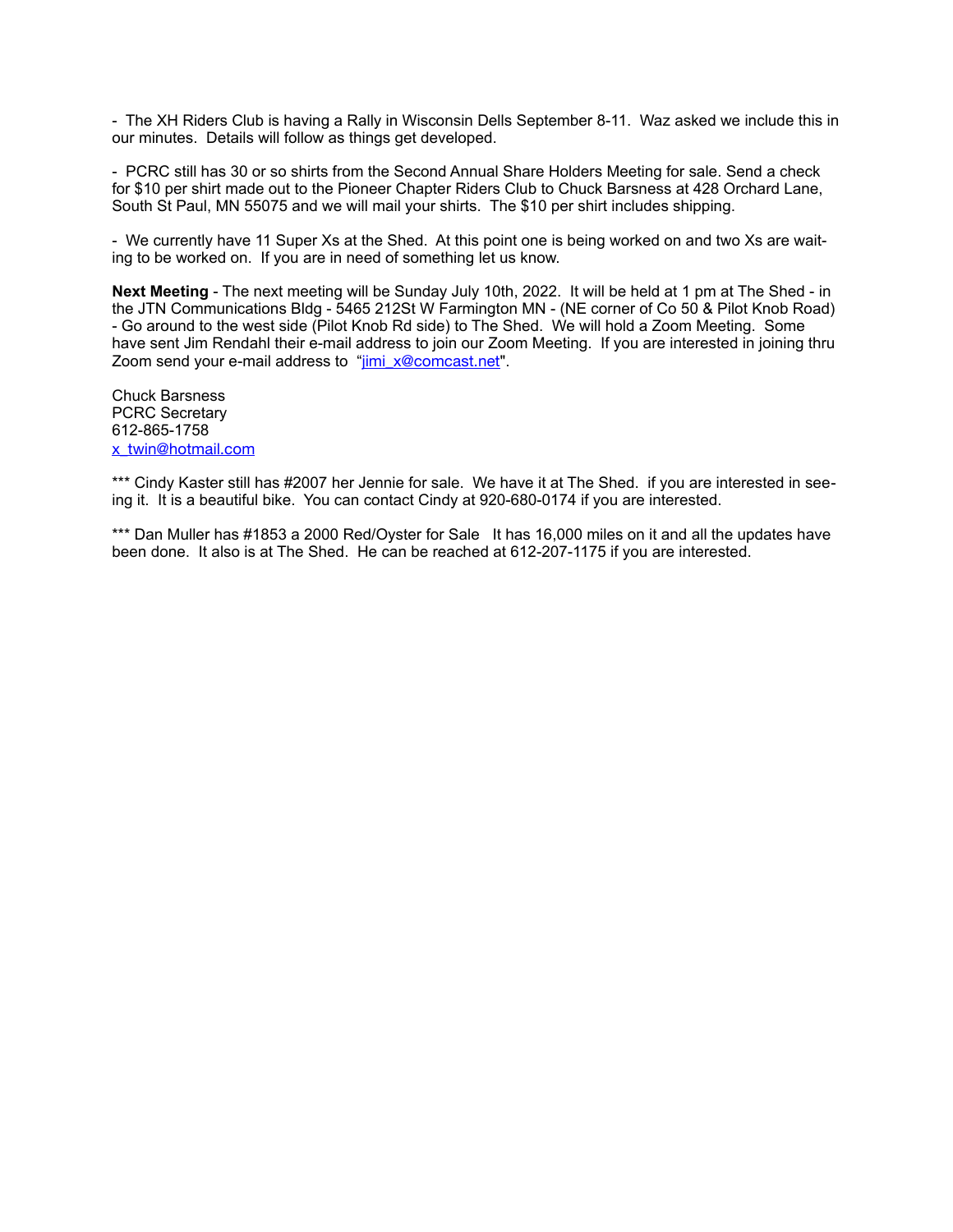- The XH Riders Club is having a Rally in Wisconsin Dells September 8-11. Waz asked we include this in our minutes. Details will follow as things get developed.

- PCRC still has 30 or so shirts from the Second Annual Share Holders Meeting for sale. Send a check for $10 per shirt made out to the Pioneer Chapter Riders Club to Chuck Barsness at 428 Orchard Lane, South St Paul, MN 55075 and we will mail your shirts. The $10 per shirt includes shipping.

- We currently have 11 Super Xs at the Shed. At this point one is being worked on and two Xs are waiting to be worked on. If you are in need of something let us know.

**Next Meeting** - The next meeting will be Sunday July 10th, 2022. It will be held at 1 pm at The Shed - in the JTN Communications Bldg - 5465 212St W Farmington MN - (NE corner of Co 50 & Pilot Knob Road) - Go around to the west side (Pilot Knob Rd side) to The Shed. We will hold a Zoom Meeting. Some have sent Jim Rendahl their e-mail address to join our Zoom Meeting. If you are interested in joining thru Zoom send your e-mail address to "jimi_x@comcast.net".

Chuck Barsness
PCRC Secretary
612-865-1758
x_twin@hotmail.com

*** Cindy Kaster still has #2007 her Jennie for sale. We have it at The Shed. if you are interested in seeing it. It is a beautiful bike. You can contact Cindy at 920-680-0174 if you are interested.

*** Dan Muller has #1853 a 2000 Red/Oyster for Sale It has 16,000 miles on it and all the updates have been done. It also is at The Shed. He can be reached at 612-207-1175 if you are interested.